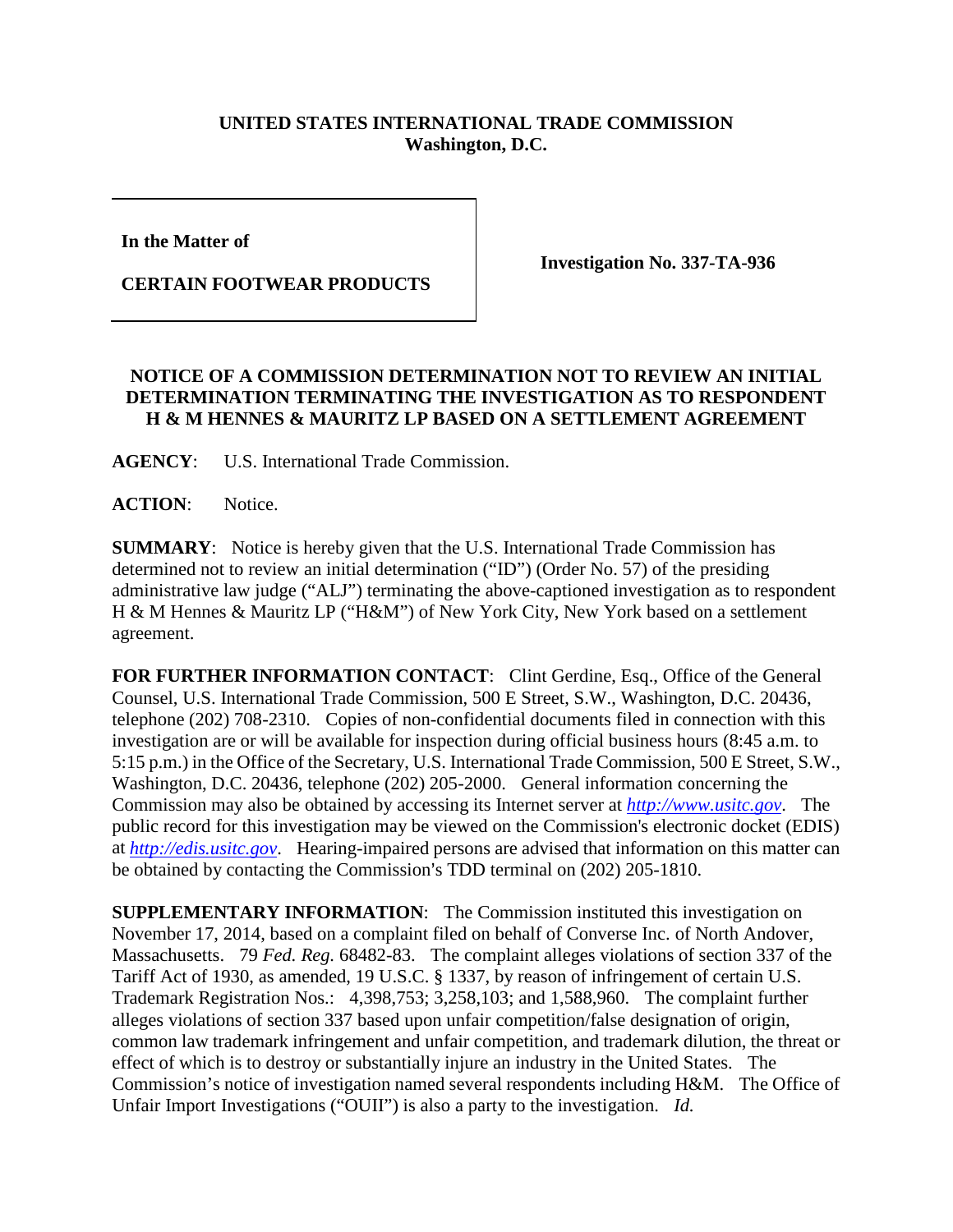**UNITED STATES INTERNATIONAL TRADE COMMISSION**
**Washington, D.C.**

| In the Matter of<br><br>**CERTAIN FOOTWEAR PRODUCTS** | **Investigation No. 337-TA-936** |
|---|---|

**In the Matter of**

**CERTAIN FOOTWEAR PRODUCTS**

**Investigation No. 337-TA-936**

## NOTICE OF A COMMISSION DETERMINATION NOT TO REVIEW AN INITIAL DETERMINATION TERMINATING THE INVESTIGATION AS TO RESPONDENT H & M HENNES & MAURITZ LP BASED ON A SETTLEMENT AGREEMENT

**AGENCY**: U.S. International Trade Commission.

**ACTION**: Notice.

**SUMMARY**: Notice is hereby given that the U.S. International Trade Commission has determined not to review an initial determination ("ID") (Order No. 57) of the presiding administrative law judge ("ALJ") terminating the above-captioned investigation as to respondent H & M Hennes & Mauritz LP ("H&M") of New York City, New York based on a settlement agreement.

**FOR FURTHER INFORMATION CONTACT**: Clint Gerdine, Esq., Office of the General Counsel, U.S. International Trade Commission, 500 E Street, S.W., Washington, D.C. 20436, telephone (202) 708-2310. Copies of non-confidential documents filed in connection with this investigation are or will be available for inspection during official business hours (8:45 a.m. to 5:15 p.m.) in the Office of the Secretary, U.S. International Trade Commission, 500 E Street, S.W., Washington, D.C. 20436, telephone (202) 205-2000. General information concerning the Commission may also be obtained by accessing its Internet server at *http://www.usitc.gov*. The public record for this investigation may be viewed on the Commission's electronic docket (EDIS) at *http://edis.usitc.gov*. Hearing-impaired persons are advised that information on this matter can be obtained by contacting the Commission's TDD terminal on (202) 205-1810.

**SUPPLEMENTARY INFORMATION**: The Commission instituted this investigation on November 17, 2014, based on a complaint filed on behalf of Converse Inc. of North Andover, Massachusetts. 79 *Fed. Reg.* 68482-83. The complaint alleges violations of section 337 of the Tariff Act of 1930, as amended, 19 U.S.C. § 1337, by reason of infringement of certain U.S. Trademark Registration Nos.: 4,398,753; 3,258,103; and 1,588,960. The complaint further alleges violations of section 337 based upon unfair competition/false designation of origin, common law trademark infringement and unfair competition, and trademark dilution, the threat or effect of which is to destroy or substantially injure an industry in the United States. The Commission's notice of investigation named several respondents including H&M. The Office of Unfair Import Investigations ("OUII") is also a party to the investigation. *Id.*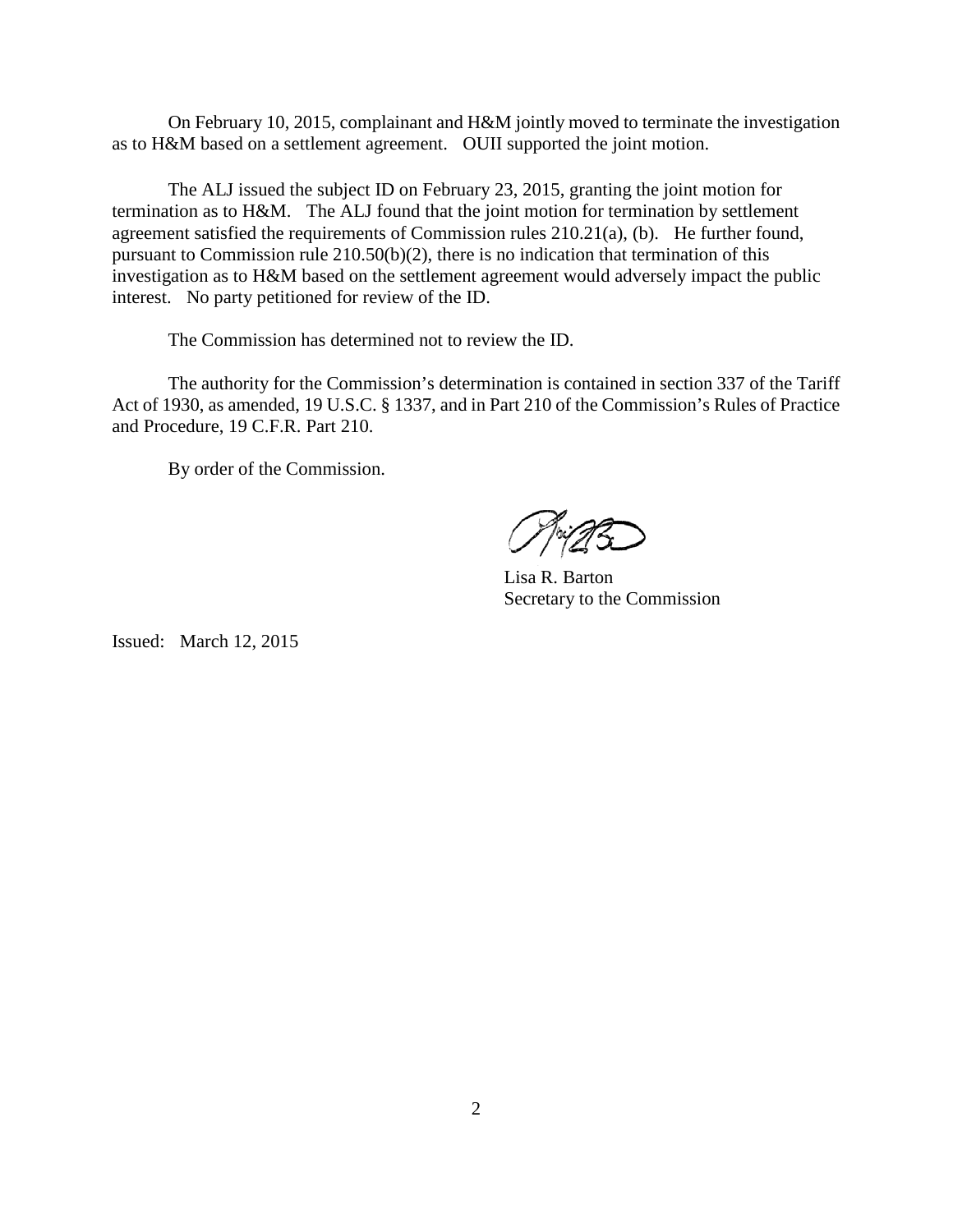On February 10, 2015, complainant and H&M jointly moved to terminate the investigation as to H&M based on a settlement agreement. OUII supported the joint motion.

The ALJ issued the subject ID on February 23, 2015, granting the joint motion for termination as to H&M. The ALJ found that the joint motion for termination by settlement agreement satisfied the requirements of Commission rules 210.21(a), (b). He further found, pursuant to Commission rule 210.50(b)(2), there is no indication that termination of this investigation as to H&M based on the settlement agreement would adversely impact the public interest. No party petitioned for review of the ID.

The Commission has determined not to review the ID.

The authority for the Commission's determination is contained in section 337 of the Tariff Act of 1930, as amended, 19 U.S.C. § 1337, and in Part 210 of the Commission's Rules of Practice and Procedure, 19 C.F.R. Part 210.

By order of the Commission.

Lisa R. Barton
Secretary to the Commission

Issued: March 12, 2015